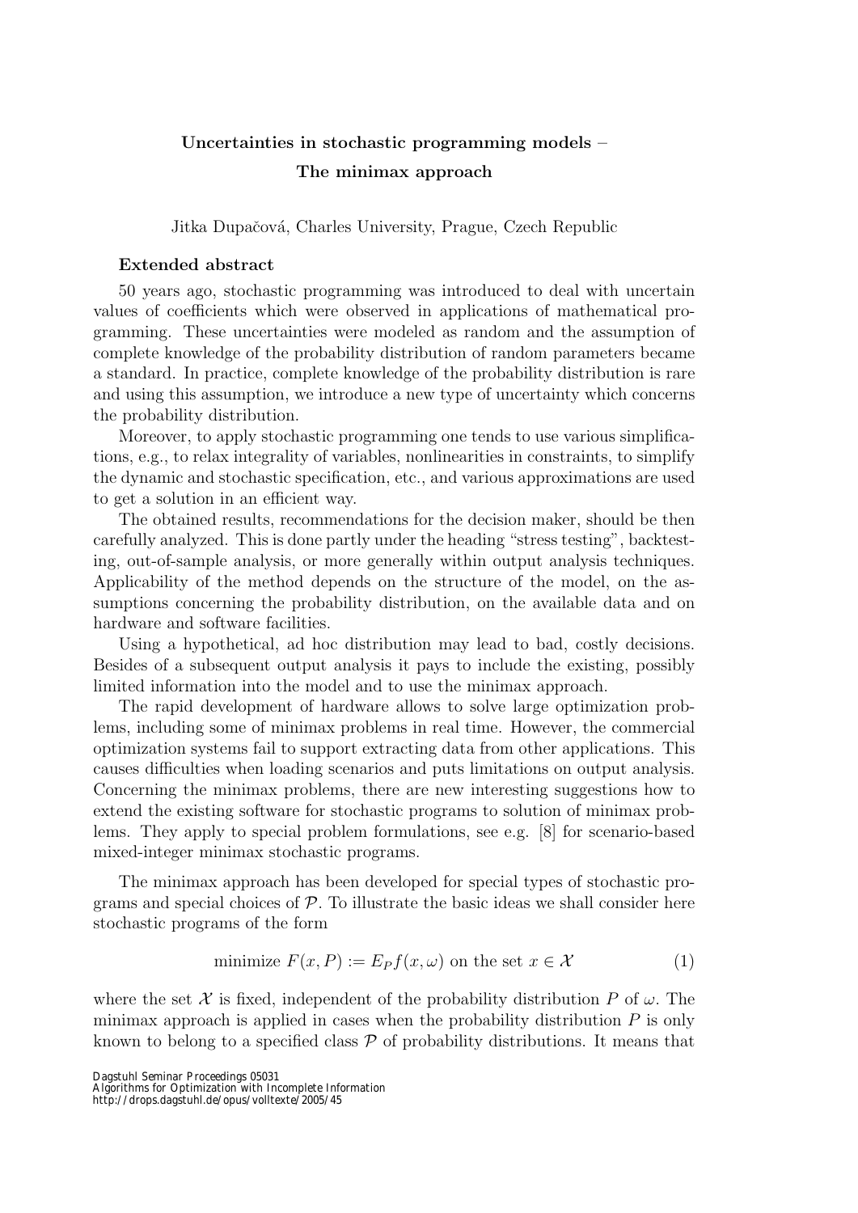# Uncertainties in stochastic programming models – The minimax approach

Jitka Dupačová, Charles University, Prague, Czech Republic

**Extended abstract**

50 years ago, stochastic programming was introduced to deal with uncertain values of coefficients which were observed in applications of mathematical programming. These uncertainties were modeled as random and the assumption of complete knowledge of the probability distribution of random parameters became a standard. In practice, complete knowledge of the probability distribution is rare and using this assumption, we introduce a new type of uncertainty which concerns the probability distribution.

Moreover, to apply stochastic programming one tends to use various simplifications, e.g., to relax integrality of variables, nonlinearities in constraints, to simplify the dynamic and stochastic specification, etc., and various approximations are used to get a solution in an efficient way.

The obtained results, recommendations for the decision maker, should be then carefully analyzed. This is done partly under the heading "stress testing", backtesting, out-of-sample analysis, or more generally within output analysis techniques. Applicability of the method depends on the structure of the model, on the assumptions concerning the probability distribution, on the available data and on hardware and software facilities.

Using a hypothetical, ad hoc distribution may lead to bad, costly decisions. Besides of a subsequent output analysis it pays to include the existing, possibly limited information into the model and to use the minimax approach.

The rapid development of hardware allows to solve large optimization problems, including some of minimax problems in real time. However, the commercial optimization systems fail to support extracting data from other applications. This causes difficulties when loading scenarios and puts limitations on output analysis. Concerning the minimax problems, there are new interesting suggestions how to extend the existing software for stochastic programs to solution of minimax problems. They apply to special problem formulations, see e.g. [8] for scenario-based mixed-integer minimax stochastic programs.

The minimax approach has been developed for special types of stochastic programs and special choices of $\mathcal{P}$. To illustrate the basic ideas we shall consider here stochastic programs of the form

$$\text{minimize } F(x, P) := E_P f(x, \omega) \text{ on the set } x \in \mathcal{X} \tag{1}$$

where the set $\mathcal{X}$ is fixed, independent of the probability distribution $P$ of $\omega$. The minimax approach is applied in cases when the probability distribution $P$ is only known to belong to a specified class $\mathcal{P}$ of probability distributions. It means that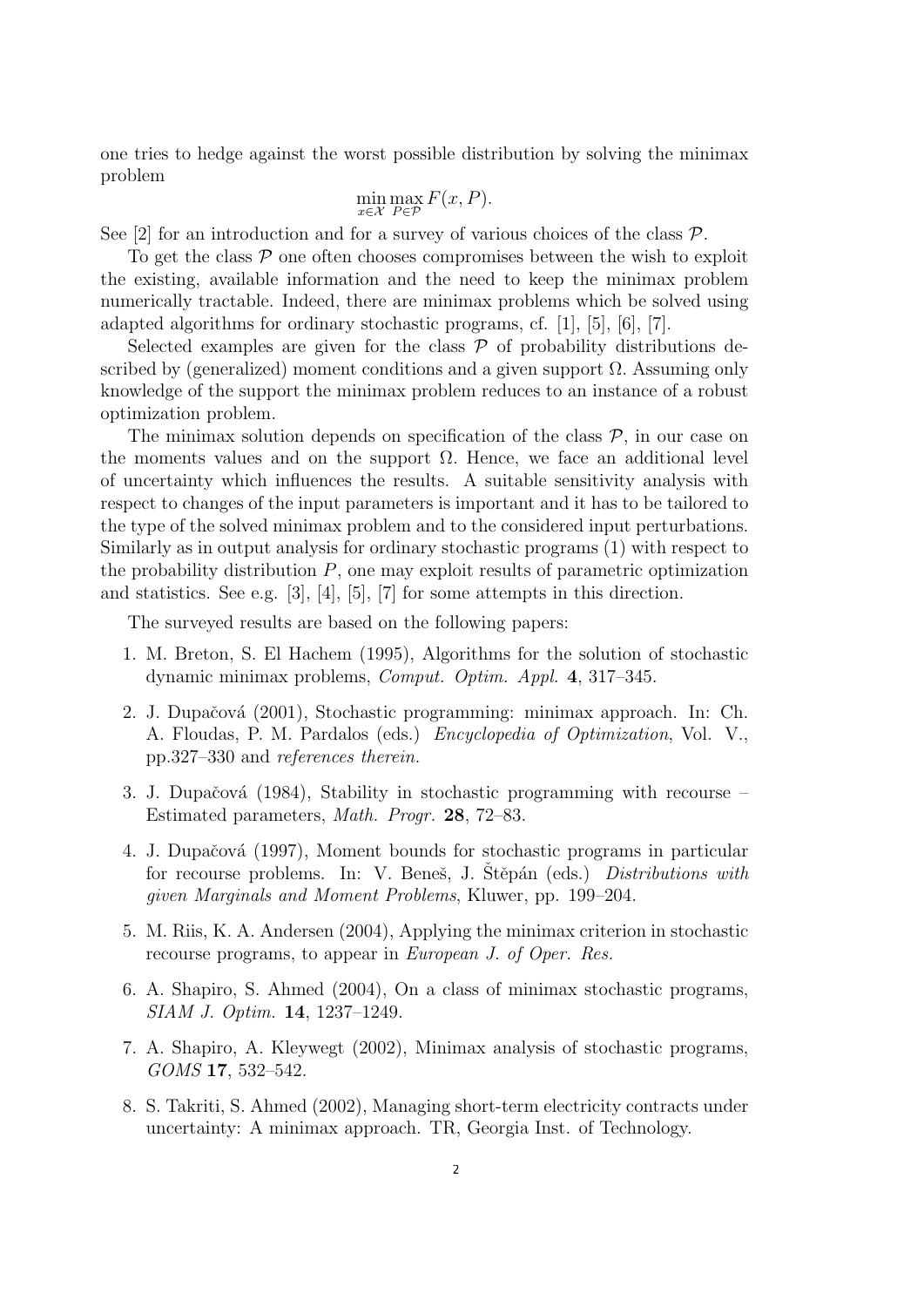one tries to hedge against the worst possible distribution by solving the minimax problem

$$\min_{x \in \mathcal{X}} \max_{P \in \mathcal{P}} F(x, P).$$

See [2] for an introduction and for a survey of various choices of the class $\mathcal{P}$.

To get the class $\mathcal{P}$ one often chooses compromises between the wish to exploit the existing, available information and the need to keep the minimax problem numerically tractable. Indeed, there are minimax problems which be solved using adapted algorithms for ordinary stochastic programs, cf. [1], [5], [6], [7].

Selected examples are given for the class $\mathcal{P}$ of probability distributions described by (generalized) moment conditions and a given support $\Omega$. Assuming only knowledge of the support the minimax problem reduces to an instance of a robust optimization problem.

The minimax solution depends on specification of the class $\mathcal{P}$, in our case on the moments values and on the support $\Omega$. Hence, we face an additional level of uncertainty which influences the results. A suitable sensitivity analysis with respect to changes of the input parameters is important and it has to be tailored to the type of the solved minimax problem and to the considered input perturbations. Similarly as in output analysis for ordinary stochastic programs (1) with respect to the probability distribution $P$, one may exploit results of parametric optimization and statistics. See e.g. [3], [4], [5], [7] for some attempts in this direction.

The surveyed results are based on the following papers:

1. M. Breton, S. El Hachem (1995), Algorithms for the solution of stochastic dynamic minimax problems, *Comput. Optim. Appl.* **4**, 317–345.
2. J. Dupačová (2001), Stochastic programming: minimax approach. In: Ch. A. Floudas, P. M. Pardalos (eds.) *Encyclopedia of Optimization*, Vol. V., pp.327–330 and *references therein.*
3. J. Dupačová (1984), Stability in stochastic programming with recourse – Estimated parameters, *Math. Progr.* **28**, 72–83.
4. J. Dupačová (1997), Moment bounds for stochastic programs in particular for recourse problems. In: V. Beneš, J. Štěpán (eds.) *Distributions with given Marginals and Moment Problems*, Kluwer, pp. 199–204.
5. M. Riis, K. A. Andersen (2004), Applying the minimax criterion in stochastic recourse programs, to appear in *European J. of Oper. Res.*
6. A. Shapiro, S. Ahmed (2004), On a class of minimax stochastic programs, *SIAM J. Optim.* **14**, 1237–1249.
7. A. Shapiro, A. Kleywegt (2002), Minimax analysis of stochastic programs, *GOMS* **17**, 532–542.
8. S. Takriti, S. Ahmed (2002), Managing short-term electricity contracts under uncertainty: A minimax approach. TR, Georgia Inst. of Technology.